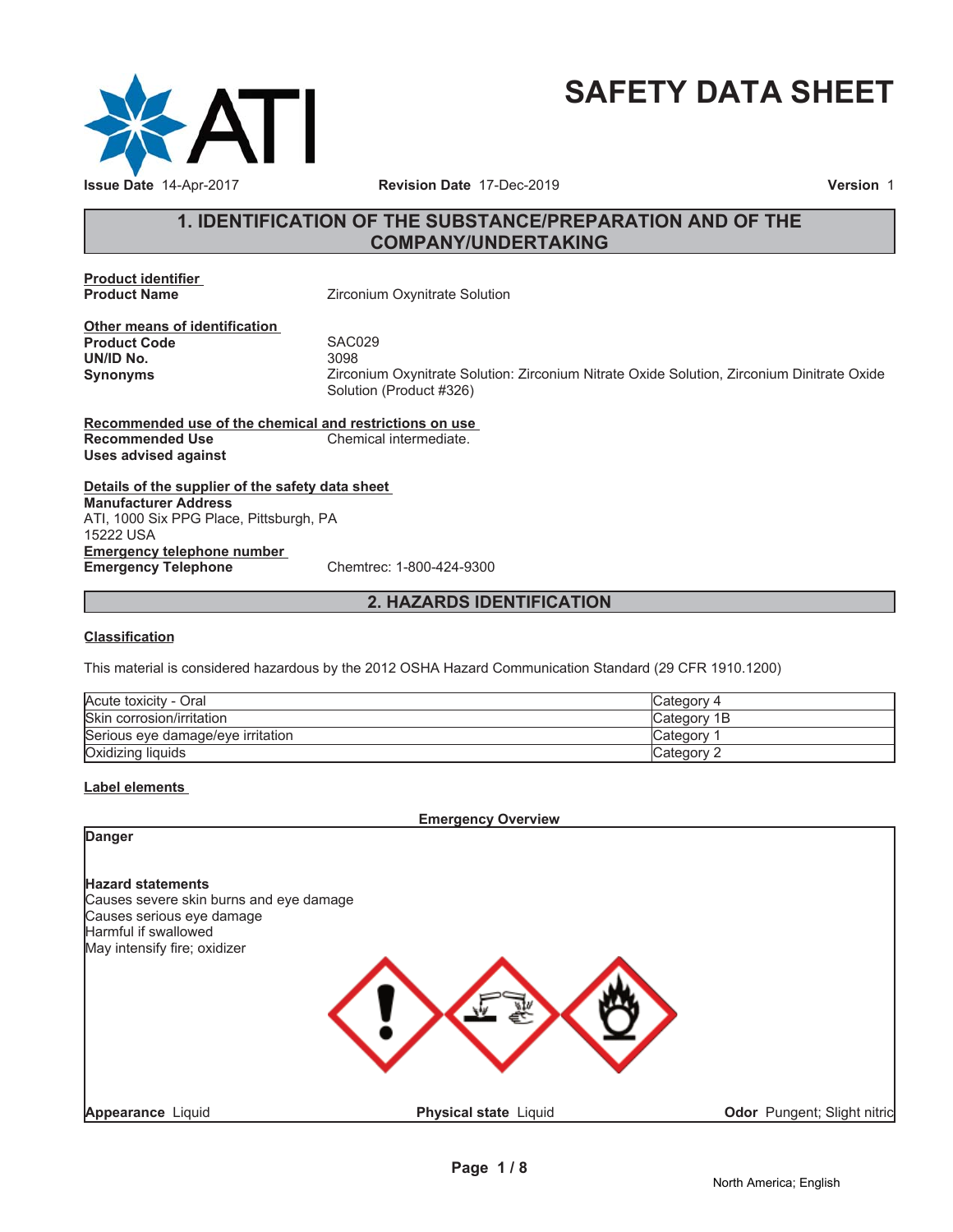# SAFETY DATA SHEET

**Issue Date** 14-Apr-2017 **Revision Date** 17-Dec-2019 **Version** 1

## 1. IDENTIFICATION OF THE SUBSTANCE/PREPARATION AND OF THE COMPANY/UNDERTAKING

**Product identifier**

**Product Name** Zirconium Oxynitrate Solution

**Other means of identification**

**Product Code** SAC029

**UN/ID No.** 3098

**Synonyms** Zirconium Oxynitrate Solution: Zirconium Nitrate Oxide Solution, Zirconium Dinitrate Oxide Solution (Product #326)

**Recommended use of the chemical and restrictions on use**

**Recommended Use** Chemical intermediate.

**Uses advised against**

**Details of the supplier of the safety data sheet**

**Manufacturer Address**
ATI, 1000 Six PPG Place, Pittsburgh, PA
15222 USA

**Emergency telephone number**

**Emergency Telephone** Chemtrec: 1-800-424-9300

## 2. HAZARDS IDENTIFICATION

**Classification**

This material is considered hazardous by the 2012 OSHA Hazard Communication Standard (29 CFR 1910.1200)

| | |
|---|---|
| Acute toxicity - Oral | Category 4 |
| Skin corrosion/irritation | Category 1B |
| Serious eye damage/eye irritation | Category 1 |
| Oxidizing liquids | Category 2 |

**Label elements**

**Emergency Overview**

**Danger**

**Hazard statements**
Causes severe skin burns and eye damage
Causes serious eye damage
Harmful if swallowed
May intensify fire; oxidizer

**Appearance** Liquid **Physical state** Liquid **Odor** Pungent; Slight nitric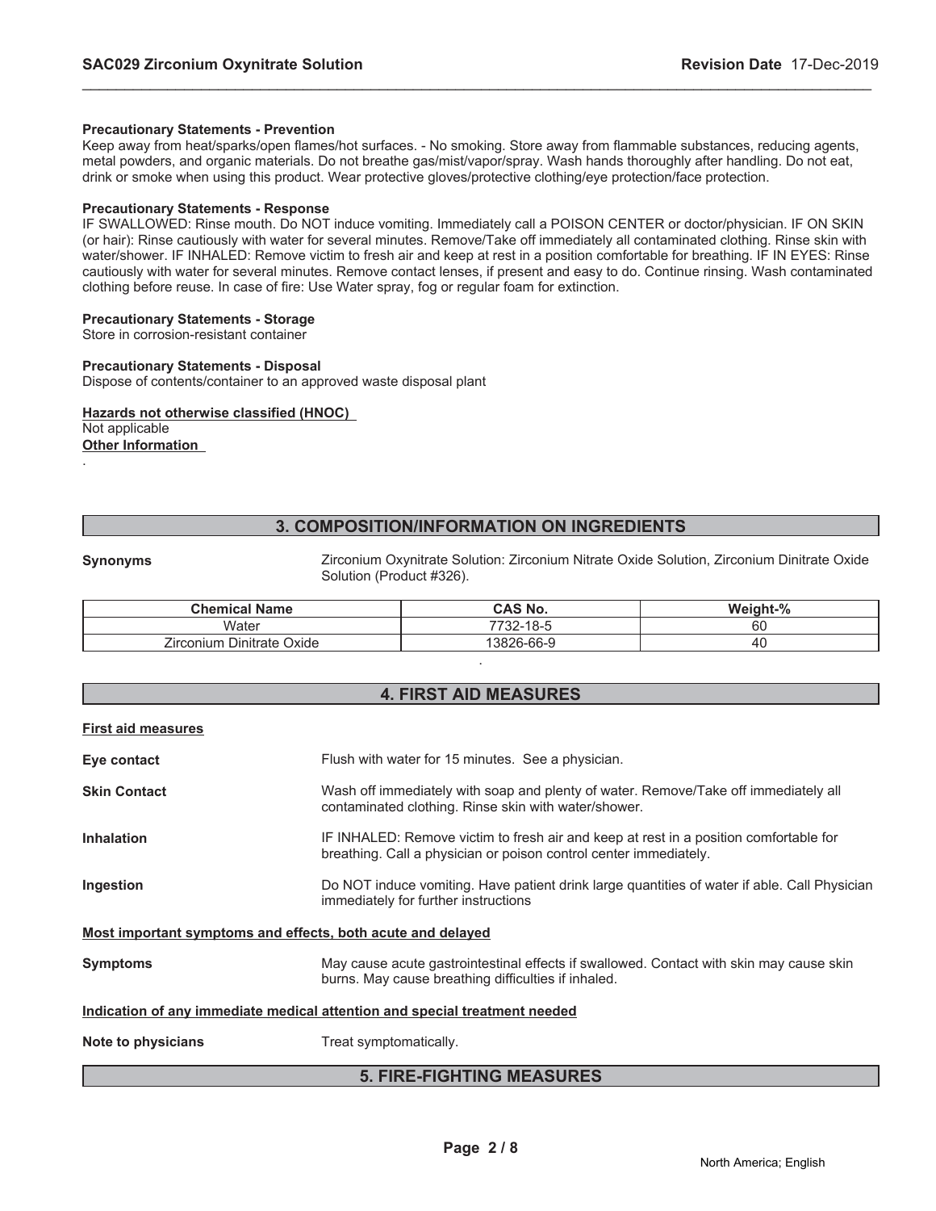**Precautionary Statements - Prevention**

Keep away from heat/sparks/open flames/hot surfaces. - No smoking. Store away from flammable substances, reducing agents, metal powders, and organic materials. Do not breathe gas/mist/vapor/spray. Wash hands thoroughly after handling. Do not eat, drink or smoke when using this product. Wear protective gloves/protective clothing/eye protection/face protection.

**Precautionary Statements - Response**

IF SWALLOWED: Rinse mouth. Do NOT induce vomiting. Immediately call a POISON CENTER or doctor/physician. IF ON SKIN (or hair): Rinse cautiously with water for several minutes. Remove/Take off immediately all contaminated clothing. Rinse skin with water/shower. IF INHALED: Remove victim to fresh air and keep at rest in a position comfortable for breathing. IF IN EYES: Rinse cautiously with water for several minutes. Remove contact lenses, if present and easy to do. Continue rinsing. Wash contaminated clothing before reuse. In case of fire: Use Water spray, fog or regular foam for extinction.

**Precautionary Statements - Storage**

Store in corrosion-resistant container

**Precautionary Statements - Disposal**

Dispose of contents/container to an approved waste disposal plant

**Hazards not otherwise classified (HNOC)**

Not applicable

**Other Information**

.

## 3. COMPOSITION/INFORMATION ON INGREDIENTS

**Synonyms** Zirconium Oxynitrate Solution: Zirconium Nitrate Oxide Solution, Zirconium Dinitrate Oxide Solution (Product #326).

| Chemical Name | CAS No. | Weight-% |
|---|---|---|
| Water | 7732-18-5 | 60 |
| Zirconium Dinitrate Oxide | 13826-66-9 | 40 |

.

## 4. FIRST AID MEASURES

**First aid measures**

**Eye contact** Flush with water for 15 minutes. See a physician.

**Skin Contact** Wash off immediately with soap and plenty of water. Remove/Take off immediately all contaminated clothing. Rinse skin with water/shower.

**Inhalation** IF INHALED: Remove victim to fresh air and keep at rest in a position comfortable for breathing. Call a physician or poison control center immediately.

**Ingestion** Do NOT induce vomiting. Have patient drink large quantities of water if able. Call Physician immediately for further instructions

**Most important symptoms and effects, both acute and delayed**

**Symptoms** May cause acute gastrointestinal effects if swallowed. Contact with skin may cause skin burns. May cause breathing difficulties if inhaled.

**Indication of any immediate medical attention and special treatment needed**

**Note to physicians** Treat symptomatically.

## 5. FIRE-FIGHTING MEASURES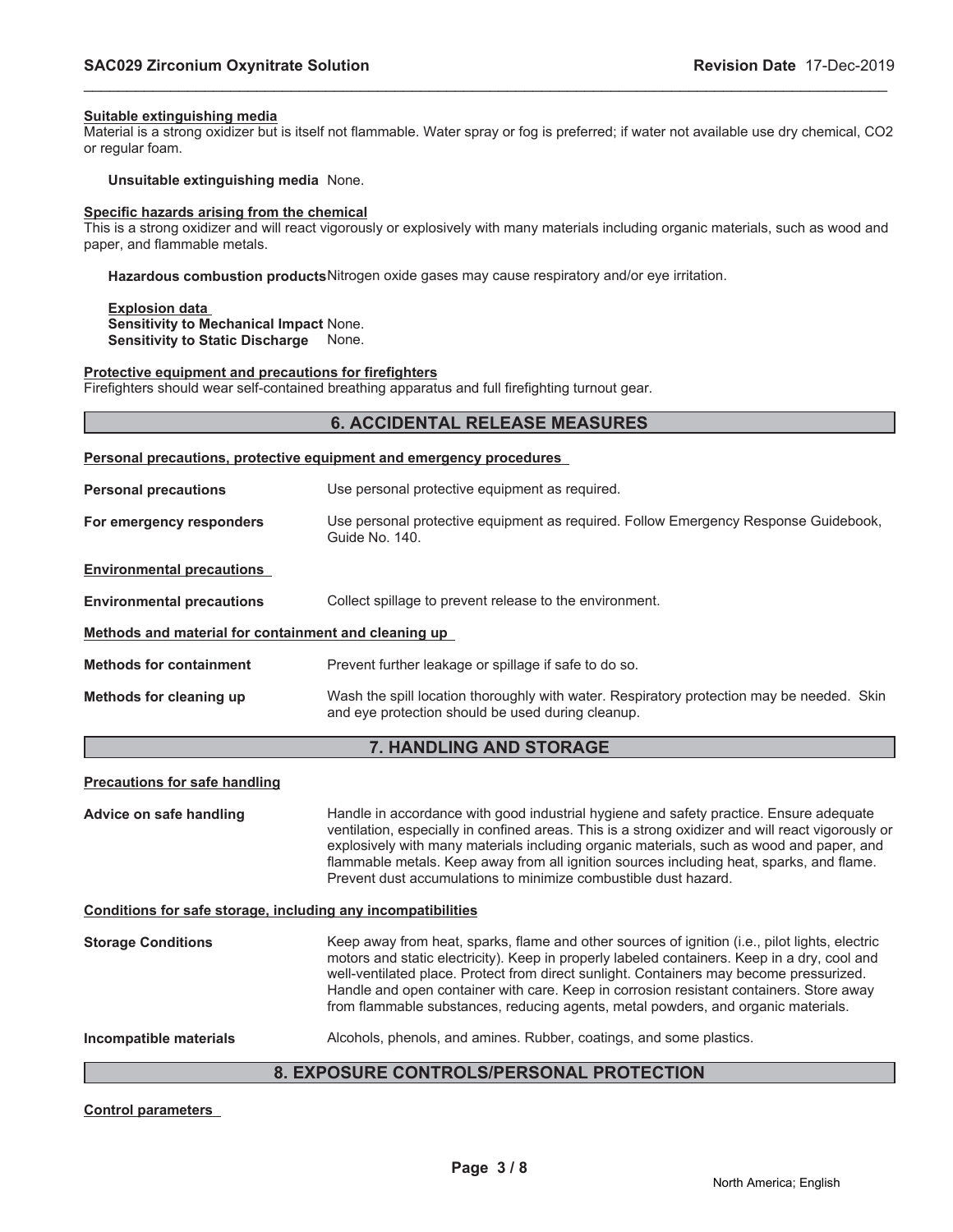#### Suitable extinguishing media

Material is a strong oxidizer but is itself not flammable. Water spray or fog is preferred; if water not available use dry chemical, $CO_2$ or regular foam.

**Unsuitable extinguishing media** None.

#### Specific hazards arising from the chemical

This is a strong oxidizer and will react vigorously or explosively with many materials including organic materials, such as wood and paper, and flammable metals.

**Hazardous combustion products** Nitrogen oxide gases may cause respiratory and/or eye irritation.

**Explosion data**
**Sensitivity to Mechanical Impact** None.
**Sensitivity to Static Discharge** None.

#### Protective equipment and precautions for firefighters

Firefighters should wear self-contained breathing apparatus and full firefighting turnout gear.

## 6. ACCIDENTAL RELEASE MEASURES

#### Personal precautions, protective equipment and emergency procedures

**Personal precautions** Use personal protective equipment as required.

**For emergency responders** Use personal protective equipment as required. Follow Emergency Response Guidebook, Guide No. 140.

#### Environmental precautions

**Environmental precautions** Collect spillage to prevent release to the environment.

#### Methods and material for containment and cleaning up

**Methods for containment** Prevent further leakage or spillage if safe to do so.

**Methods for cleaning up** Wash the spill location thoroughly with water. Respiratory protection may be needed. Skin and eye protection should be used during cleanup.

## 7. HANDLING AND STORAGE

#### Precautions for safe handling

**Advice on safe handling** Handle in accordance with good industrial hygiene and safety practice. Ensure adequate ventilation, especially in confined areas. This is a strong oxidizer and will react vigorously or explosively with many materials including organic materials, such as wood and paper, and flammable metals. Keep away from all ignition sources including heat, sparks, and flame. Prevent dust accumulations to minimize combustible dust hazard.

#### Conditions for safe storage, including any incompatibilities

**Storage Conditions** Keep away from heat, sparks, flame and other sources of ignition (i.e., pilot lights, electric motors and static electricity). Keep in properly labeled containers. Keep in a dry, cool and well-ventilated place. Protect from direct sunlight. Containers may become pressurized. Handle and open container with care. Keep in corrosion resistant containers. Store away from flammable substances, reducing agents, metal powders, and organic materials.

**Incompatible materials** Alcohols, phenols, and amines. Rubber, coatings, and some plastics.

## 8. EXPOSURE CONTROLS/PERSONAL PROTECTION

#### Control parameters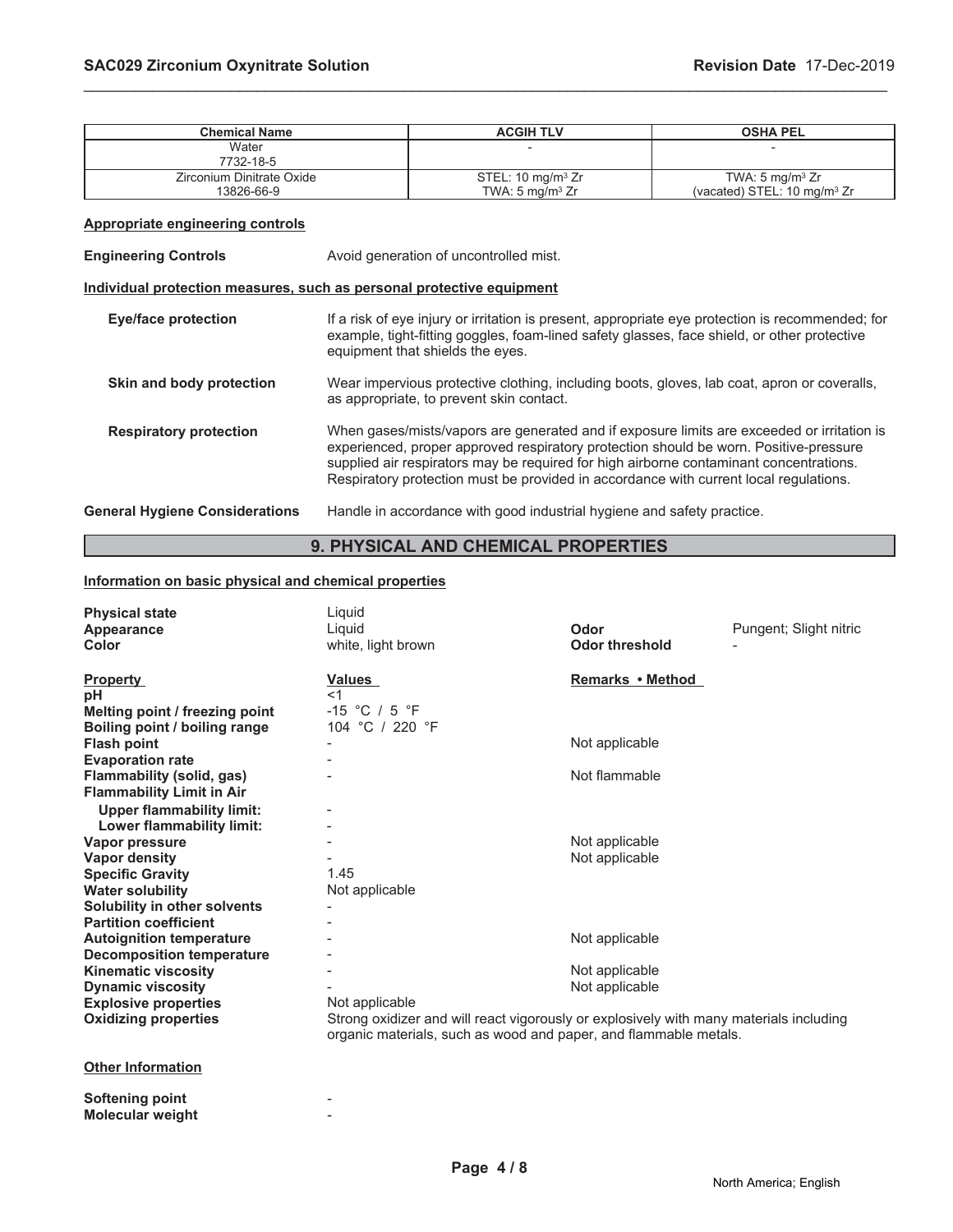| Chemical Name | ACGIH TLV | OSHA PEL |
|---|---|---|
| Water<br>7732-18-5 | - | - |
| Zirconium Dinitrate Oxide<br>13826-66-9 | STEL: 10 mg/m$^3$ Zr<br>TWA: 5 mg/m$^3$ Zr | TWA: 5 mg/m$^3$ Zr<br>(vacated) STEL: 10 mg/m$^3$ Zr |

**Appropriate engineering controls**

**Engineering Controls** Avoid generation of uncontrolled mist.

**Individual protection measures, such as personal protective equipment**

**Eye/face protection** If a risk of eye injury or irritation is present, appropriate eye protection is recommended; for example, tight-fitting goggles, foam-lined safety glasses, face shield, or other protective equipment that shields the eyes.

**Skin and body protection** Wear impervious protective clothing, including boots, gloves, lab coat, apron or coveralls, as appropriate, to prevent skin contact.

**Respiratory protection** When gases/mists/vapors are generated and if exposure limits are exceeded or irritation is experienced, proper approved respiratory protection should be worn. Positive-pressure supplied air respirators may be required for high airborne contaminant concentrations. Respiratory protection must be provided in accordance with current local regulations.

**General Hygiene Considerations** Handle in accordance with good industrial hygiene and safety practice.

## 9. PHYSICAL AND CHEMICAL PROPERTIES

**Information on basic physical and chemical properties**

| | | | |
|---|---|---|---|
| **Physical state** | Liquid | | |
| **Appearance** | Liquid | **Odor** | Pungent; Slight nitric |
| **Color** | white, light brown | **Odor threshold** | - |

| Property | Values | Remarks • Method |
|---|---|---|
| **pH** | <1 | |
| **Melting point / freezing point** | -15 °C / 5 °F | |
| **Boiling point / boiling range** | 104 °C / 220 °F | |
| **Flash point** | - | Not applicable |
| **Evaporation rate** | - | |
| **Flammability (solid, gas)** | - | Not flammable |
| **Flammability Limit in Air** | | |
| **Upper flammability limit:** | - | |
| **Lower flammability limit:** | - | |
| **Vapor pressure** | - | Not applicable |
| **Vapor density** | - | Not applicable |
| **Specific Gravity** | 1.45 | |
| **Water solubility** | Not applicable | |
| **Solubility in other solvents** | - | |
| **Partition coefficient** | - | |
| **Autoignition temperature** | - | Not applicable |
| **Decomposition temperature** | - | |
| **Kinematic viscosity** | - | Not applicable |
| **Dynamic viscosity** | - | Not applicable |
| **Explosive properties** | Not applicable | |
| **Oxidizing properties** | Strong oxidizer and will react vigorously or explosively with many materials including organic materials, such as wood and paper, and flammable metals. | |

**Other Information**

| | |
|---|---|
| **Softening point** | - |
| **Molecular weight** | - |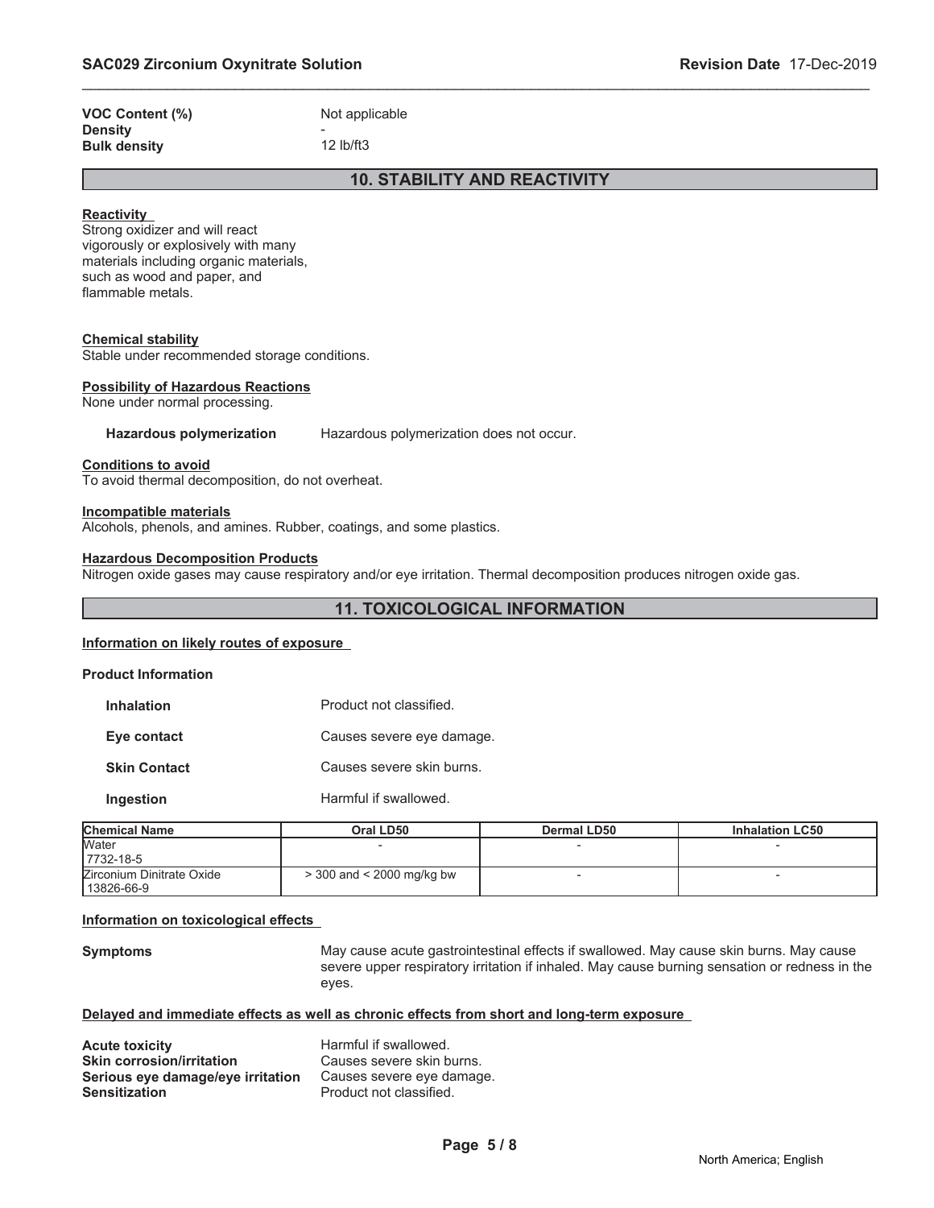**VOC Content (%)** Not applicable
**Density** -
**Bulk density** 12 lb/ft3

## 10. STABILITY AND REACTIVITY

**Reactivity**

Strong oxidizer and will react vigorously or explosively with many materials including organic materials, such as wood and paper, and flammable metals.

**Chemical stability**

Stable under recommended storage conditions.

**Possibility of Hazardous Reactions**

None under normal processing.

**Hazardous polymerization** Hazardous polymerization does not occur.

**Conditions to avoid**

To avoid thermal decomposition, do not overheat.

**Incompatible materials**

Alcohols, phenols, and amines. Rubber, coatings, and some plastics.

**Hazardous Decomposition Products**

Nitrogen oxide gases may cause respiratory and/or eye irritation. Thermal decomposition produces nitrogen oxide gas.

## 11. TOXICOLOGICAL INFORMATION

**Information on likely routes of exposure**

**Product Information**

**Inhalation** Product not classified.

**Eye contact** Causes severe eye damage.

**Skin Contact** Causes severe skin burns.

**Ingestion** Harmful if swallowed.

| Chemical Name | Oral LD50 | Dermal LD50 | Inhalation LC50 |
|---|---|---|---|
| Water<br>7732-18-5 | - | - | - |
| Zirconium Dinitrate Oxide<br>13826-66-9 | > 300 and < 2000 mg/kg bw | - | - |

**Information on toxicological effects**

**Symptoms** May cause acute gastrointestinal effects if swallowed. May cause skin burns. May cause severe upper respiratory irritation if inhaled. May cause burning sensation or redness in the eyes.

**Delayed and immediate effects as well as chronic effects from short and long-term exposure**

**Acute toxicity** Harmful if swallowed.
**Skin corrosion/irritation** Causes severe skin burns.
**Serious eye damage/eye irritation** Causes severe eye damage.
**Sensitization** Product not classified.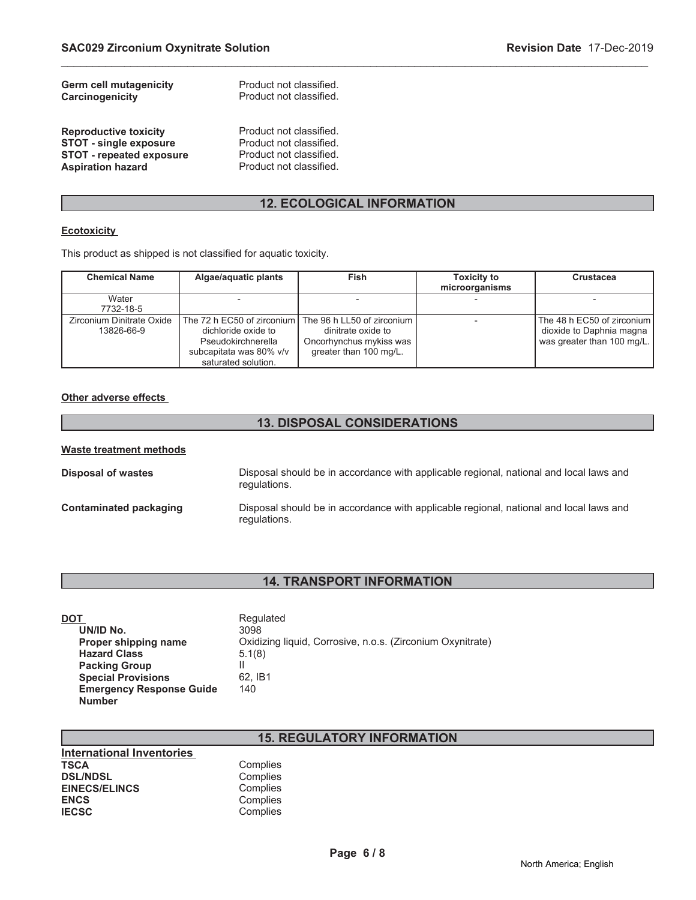**Germ cell mutagenicity** Product not classified.
**Carcinogenicity** Product not classified.

**Reproductive toxicity** Product not classified.
**STOT - single exposure** Product not classified.
**STOT - repeated exposure** Product not classified.
**Aspiration hazard** Product not classified.

## 12. ECOLOGICAL INFORMATION

**Ecotoxicity**

This product as shipped is not classified for aquatic toxicity.

| Chemical Name | Algae/aquatic plants | Fish | Toxicity to microorganisms | Crustacea |
|---|---|---|---|---|
| Water 7732-18-5 | - | - | - | - |
| Zirconium Dinitrate Oxide 13826-66-9 | The 72 h EC50 of zirconium dichloride oxide to Pseudokirchnerella subcapitata was 80% v/v saturated solution. | The 96 h LL50 of zirconium dinitrate oxide to Oncorhynchus mykiss was greater than 100 mg/L. | - | The 48 h EC50 of zirconium dioxide to Daphnia magna was greater than 100 mg/L. |

**Other adverse effects**

## 13. DISPOSAL CONSIDERATIONS

**Waste treatment methods**

**Disposal of wastes** Disposal should be in accordance with applicable regional, national and local laws and regulations.

**Contaminated packaging** Disposal should be in accordance with applicable regional, national and local laws and regulations.

## 14. TRANSPORT INFORMATION

**DOT** Regulated
**UN/ID No.** 3098
**Proper shipping name** Oxidizing liquid, Corrosive, n.o.s. (Zirconium Oxynitrate)
**Hazard Class** 5.1(8)
**Packing Group** II
**Special Provisions** 62, IB1
**Emergency Response Guide Number** 140

## 15. REGULATORY INFORMATION

**International Inventories**
**TSCA** Complies
**DSL/NDSL** Complies
**EINECS/ELINCS** Complies
**ENCS** Complies
**IECSC** Complies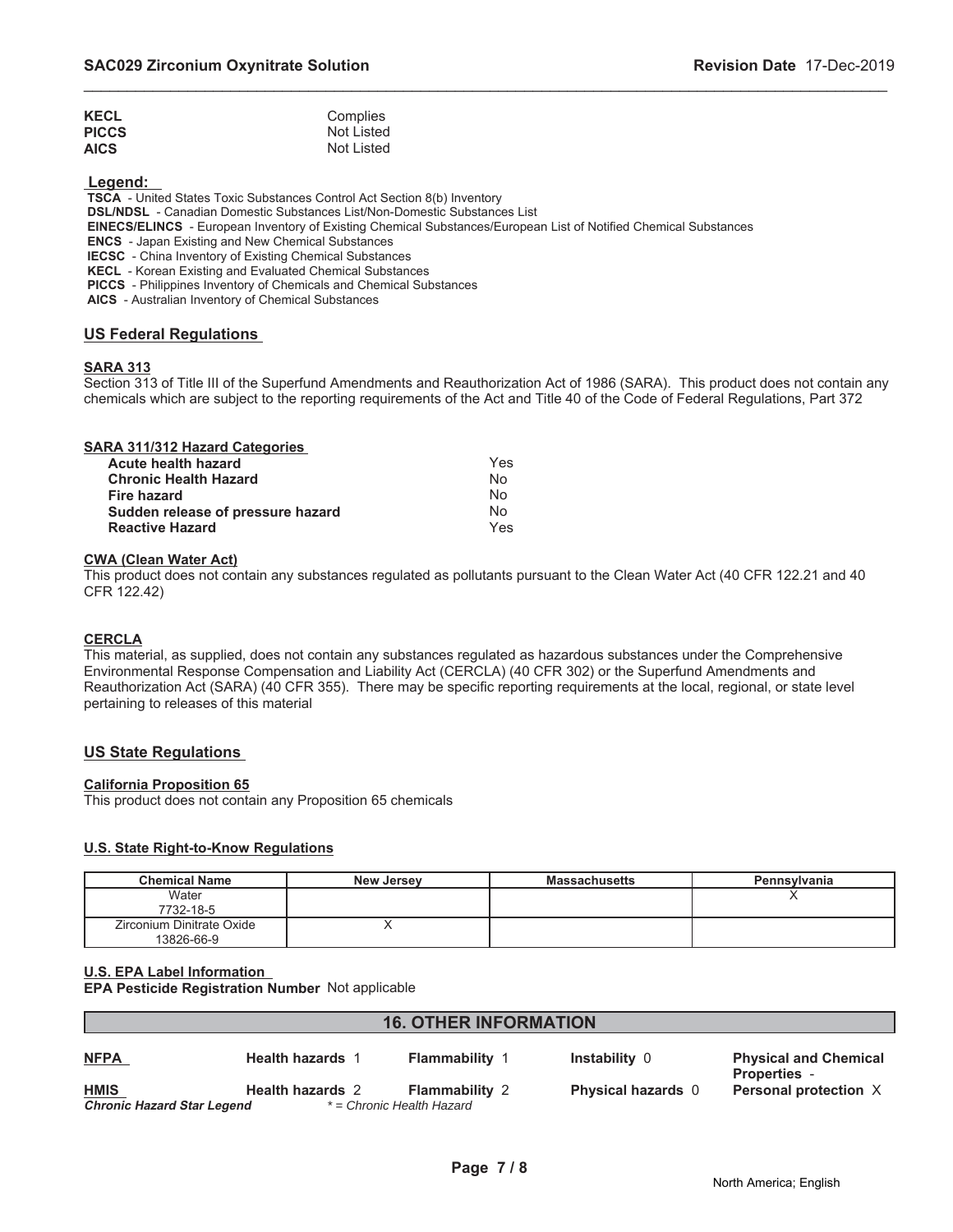| | |
|---|---|
| **KECL** | Complies |
| **PICCS** | Not Listed |
| **AICS** | Not Listed |

**Legend:**

**TSCA** - United States Toxic Substances Control Act Section 8(b) Inventory
**DSL/NDSL** - Canadian Domestic Substances List/Non-Domestic Substances List
**EINECS/ELINCS** - European Inventory of Existing Chemical Substances/European List of Notified Chemical Substances
**ENCS** - Japan Existing and New Chemical Substances
**IECSC** - China Inventory of Existing Chemical Substances
**KECL** - Korean Existing and Evaluated Chemical Substances
**PICCS** - Philippines Inventory of Chemicals and Chemical Substances
**AICS** - Australian Inventory of Chemical Substances

## US Federal Regulations

### SARA 313

Section 313 of Title III of the Superfund Amendments and Reauthorization Act of 1986 (SARA). This product does not contain any chemicals which are subject to the reporting requirements of the Act and Title 40 of the Code of Federal Regulations, Part 372

### SARA 311/312 Hazard Categories

| | |
|---|---|
| **Acute health hazard** | Yes |
| **Chronic Health Hazard** | No |
| **Fire hazard** | No |
| **Sudden release of pressure hazard** | No |
| **Reactive Hazard** | Yes |

### CWA (Clean Water Act)

This product does not contain any substances regulated as pollutants pursuant to the Clean Water Act (40 CFR 122.21 and 40 CFR 122.42)

### CERCLA

This material, as supplied, does not contain any substances regulated as hazardous substances under the Comprehensive Environmental Response Compensation and Liability Act (CERCLA) (40 CFR 302) or the Superfund Amendments and Reauthorization Act (SARA) (40 CFR 355). There may be specific reporting requirements at the local, regional, or state level pertaining to releases of this material

## US State Regulations

### California Proposition 65

This product does not contain any Proposition 65 chemicals

### U.S. State Right-to-Know Regulations

| Chemical Name | New Jersey | Massachusetts | Pennsylvania |
|---|---|---|---|
| Water 7732-18-5 | | | X |
| Zirconium Dinitrate Oxide 13826-66-9 | X | | |

### U.S. EPA Label Information

**EPA Pesticide Registration Number** Not applicable

## 16. OTHER INFORMATION

| | | | | |
|---|---|---|---|---|
| **NFPA** | **Health hazards** 1 | **Flammability** 1 | **Instability** 0 | **Physical and Chemical Properties** - |
| **HMIS** | **Health hazards** 2 | **Flammability** 2 | **Physical hazards** 0 | **Personal protection** X |

***Chronic Hazard Star Legend*** *\* = Chronic Health Hazard*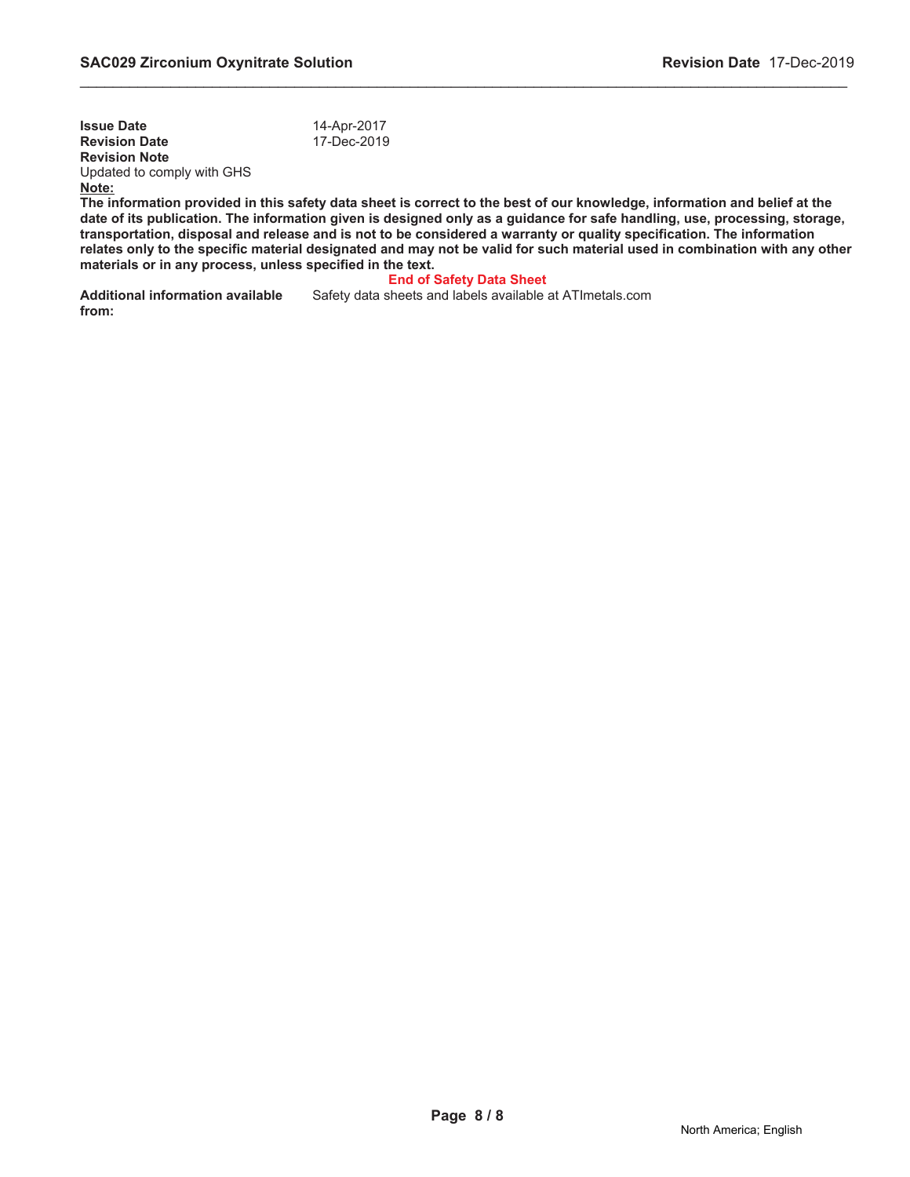**Issue Date** 14-Apr-2017

**Revision Date** 17-Dec-2019

**Revision Note**

Updated to comply with GHS

**Note:**

**The information provided in this safety data sheet is correct to the best of our knowledge, information and belief at the date of its publication. The information given is designed only as a guidance for safe handling, use, processing, storage, transportation, disposal and release and is not to be considered a warranty or quality specification. The information relates only to the specific material designated and may not be valid for such material used in combination with any other materials or in any process, unless specified in the text.**

**End of Safety Data Sheet**

**Additional information available from:** Safety data sheets and labels available at ATImetals.com

North America; English